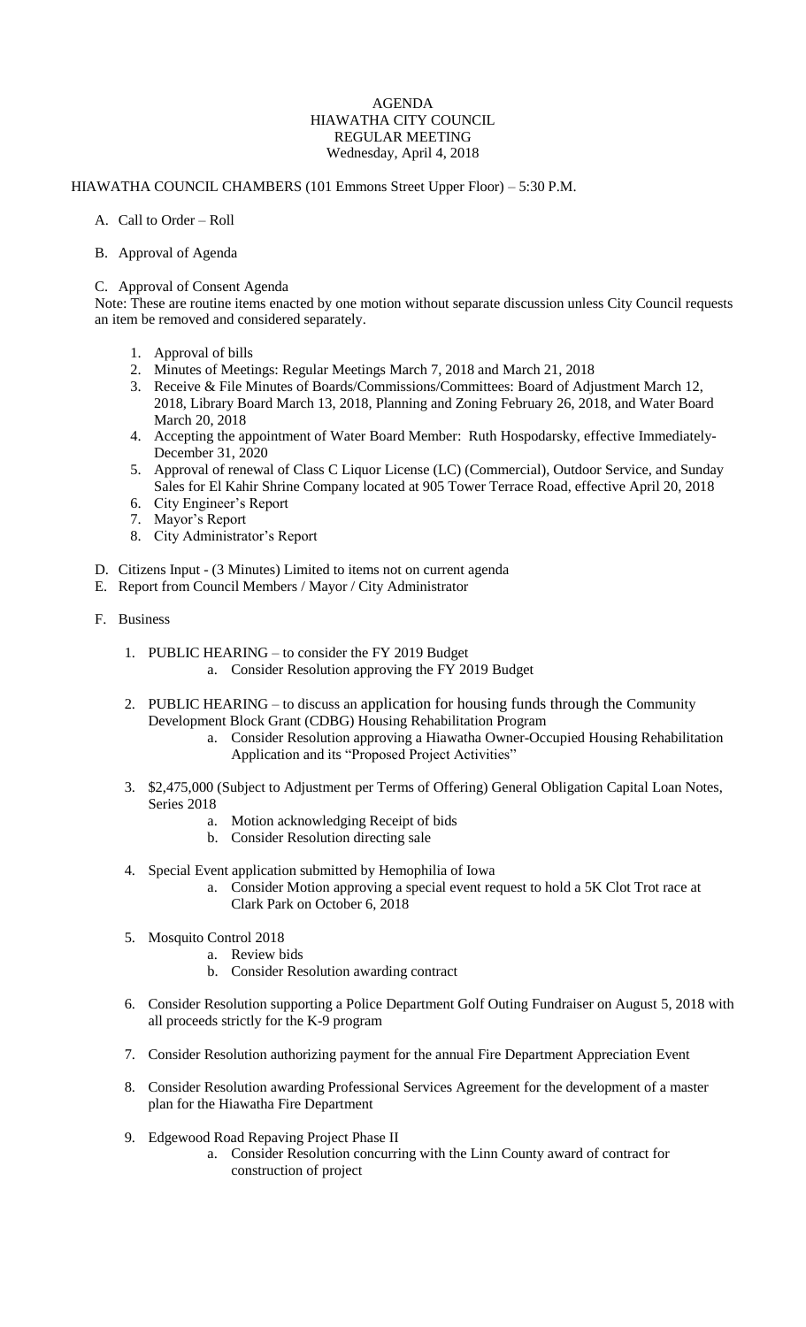# AGENDA
## HIAWATHA CITY COUNCIL
## REGULAR MEETING
### Wednesday, April 4, 2018

HIAWATHA COUNCIL CHAMBERS (101 Emmons Street Upper Floor) – 5:30 P.M.

A. Call to Order – Roll

B. Approval of Agenda

C. Approval of Consent Agenda

Note: These are routine items enacted by one motion without separate discussion unless City Council requests an item be removed and considered separately.

1. Approval of bills
2. Minutes of Meetings: Regular Meetings March 7, 2018 and March 21, 2018
3. Receive & File Minutes of Boards/Commissions/Committees: Board of Adjustment March 12, 2018, Library Board March 13, 2018, Planning and Zoning February 26, 2018, and Water Board March 20, 2018
4. Accepting the appointment of Water Board Member: Ruth Hospodarsky, effective Immediately-December 31, 2020
5. Approval of renewal of Class C Liquor License (LC) (Commercial), Outdoor Service, and Sunday Sales for El Kahir Shrine Company located at 905 Tower Terrace Road, effective April 20, 2018
6. City Engineer's Report
7. Mayor's Report
8. City Administrator's Report

D. Citizens Input - (3 Minutes) Limited to items not on current agenda

E. Report from Council Members / Mayor / City Administrator

F. Business

1. PUBLIC HEARING – to consider the FY 2019 Budget
   a. Consider Resolution approving the FY 2019 Budget

2. PUBLIC HEARING – to discuss an application for housing funds through the Community Development Block Grant (CDBG) Housing Rehabilitation Program
   a. Consider Resolution approving a Hiawatha Owner-Occupied Housing Rehabilitation Application and its "Proposed Project Activities"

3. $2,475,000 (Subject to Adjustment per Terms of Offering) General Obligation Capital Loan Notes, Series 2018
   a. Motion acknowledging Receipt of bids
   b. Consider Resolution directing sale

4. Special Event application submitted by Hemophilia of Iowa
   a. Consider Motion approving a special event request to hold a 5K Clot Trot race at Clark Park on October 6, 2018

5. Mosquito Control 2018
   a. Review bids
   b. Consider Resolution awarding contract

6. Consider Resolution supporting a Police Department Golf Outing Fundraiser on August 5, 2018 with all proceeds strictly for the K-9 program

7. Consider Resolution authorizing payment for the annual Fire Department Appreciation Event

8. Consider Resolution awarding Professional Services Agreement for the development of a master plan for the Hiawatha Fire Department

9. Edgewood Road Repaving Project Phase II
   a. Consider Resolution concurring with the Linn County award of contract for construction of project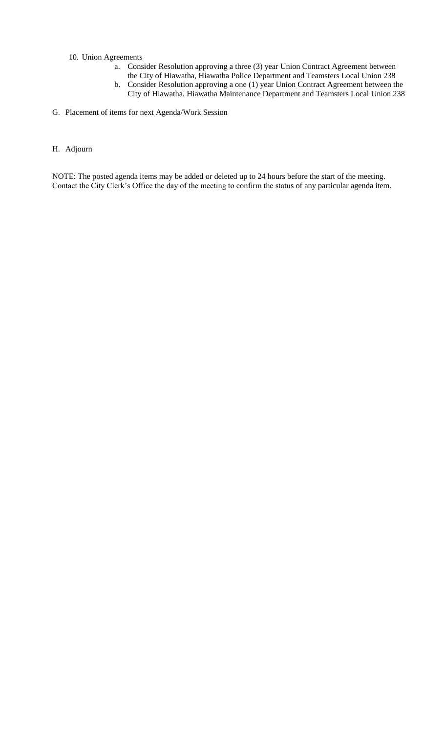10. Union Agreements
    a. Consider Resolution approving a three (3) year Union Contract Agreement between the City of Hiawatha, Hiawatha Police Department and Teamsters Local Union 238
    b. Consider Resolution approving a one (1) year Union Contract Agreement between the City of Hiawatha, Hiawatha Maintenance Department and Teamsters Local Union 238

G. Placement of items for next Agenda/Work Session

H. Adjourn

NOTE: The posted agenda items may be added or deleted up to 24 hours before the start of the meeting. Contact the City Clerk's Office the day of the meeting to confirm the status of any particular agenda item.